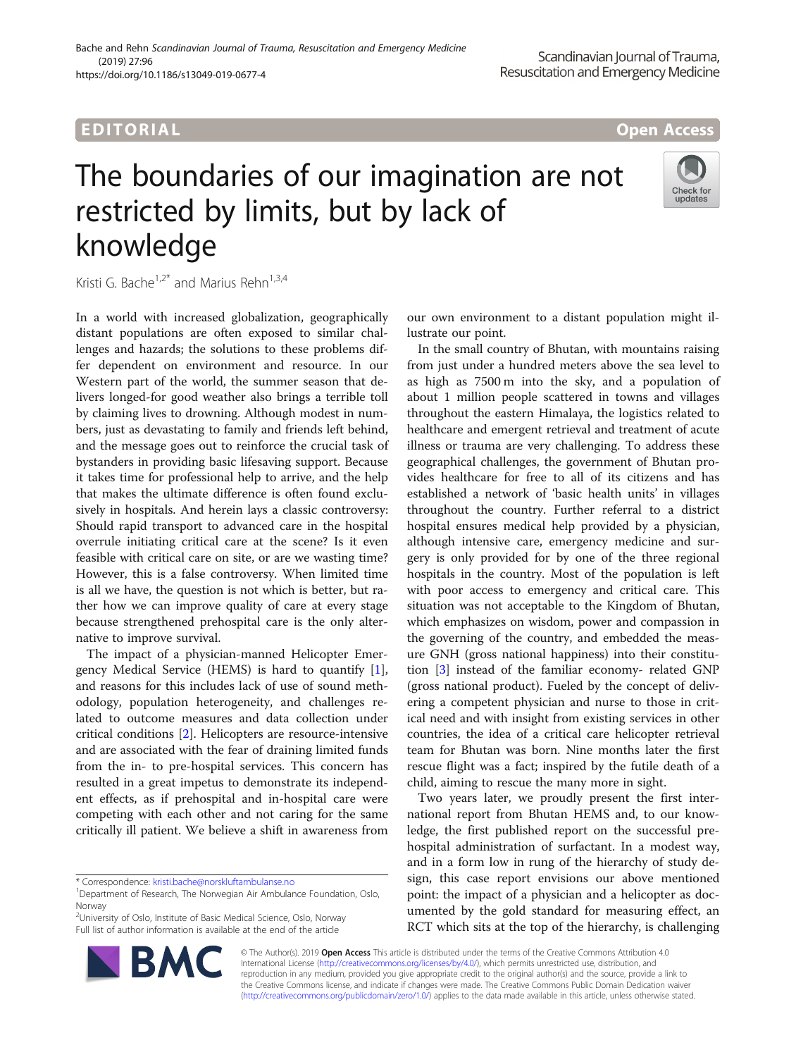EDITORIAL

Open Access

# The boundaries of our imagination are not restricted by limits, but by lack of knowledge

Kristi G. Bache[1,2*] and Marius Rehn[1,3,4]

In a world with increased globalization, geographically distant populations are often exposed to similar challenges and hazards; the solutions to these problems differ dependent on environment and resource. In our Western part of the world, the summer season that delivers longed-for good weather also brings a terrible toll by claiming lives to drowning. Although modest in numbers, just as devastating to family and friends left behind, and the message goes out to reinforce the crucial task of bystanders in providing basic lifesaving support. Because it takes time for professional help to arrive, and the help that makes the ultimate difference is often found exclusively in hospitals. And herein lays a classic controversy: Should rapid transport to advanced care in the hospital overrule initiating critical care at the scene? Is it even feasible with critical care on site, or are we wasting time? However, this is a false controversy. When limited time is all we have, the question is not which is better, but rather how we can improve quality of care at every stage because strengthened prehospital care is the only alternative to improve survival.

The impact of a physician-manned Helicopter Emergency Medical Service (HEMS) is hard to quantify [1], and reasons for this includes lack of use of sound methodology, population heterogeneity, and challenges related to outcome measures and data collection under critical conditions [2]. Helicopters are resource-intensive and are associated with the fear of draining limited funds from the in- to pre-hospital services. This concern has resulted in a great impetus to demonstrate its independent effects, as if prehospital and in-hospital care were competing with each other and not caring for the same critically ill patient. We believe a shift in awareness from our own environment to a distant population might illustrate our point.

In the small country of Bhutan, with mountains raising from just under a hundred meters above the sea level to as high as 7500 m into the sky, and a population of about 1 million people scattered in towns and villages throughout the eastern Himalaya, the logistics related to healthcare and emergent retrieval and treatment of acute illness or trauma are very challenging. To address these geographical challenges, the government of Bhutan provides healthcare for free to all of its citizens and has established a network of 'basic health units' in villages throughout the country. Further referral to a district hospital ensures medical help provided by a physician, although intensive care, emergency medicine and surgery is only provided for by one of the three regional hospitals in the country. Most of the population is left with poor access to emergency and critical care. This situation was not acceptable to the Kingdom of Bhutan, which emphasizes on wisdom, power and compassion in the governing of the country, and embedded the measure GNH (gross national happiness) into their constitution [3] instead of the familiar economy- related GNP (gross national product). Fueled by the concept of delivering a competent physician and nurse to those in critical need and with insight from existing services in other countries, the idea of a critical care helicopter retrieval team for Bhutan was born. Nine months later the first rescue flight was a fact; inspired by the futile death of a child, aiming to rescue the many more in sight.

Two years later, we proudly present the first international report from Bhutan HEMS and, to our knowledge, the first published report on the successful prehospital administration of surfactant. In a modest way, and in a form low in rung of the hierarchy of study design, this case report envisions our above mentioned point: the impact of a physician and a helicopter as documented by the gold standard for measuring effect, an RCT which sits at the top of the hierarchy, is challenging

\* Correspondence: kristi.bache@norskluftambulanse.no
[1]Department of Research, The Norwegian Air Ambulance Foundation, Oslo, Norway
[2]University of Oslo, Institute of Basic Medical Science, Oslo, Norway
Full list of author information is available at the end of the article

© The Author(s). 2019 **Open Access** This article is distributed under the terms of the Creative Commons Attribution 4.0 International License (http://creativecommons.org/licenses/by/4.0/), which permits unrestricted use, distribution, and reproduction in any medium, provided you give appropriate credit to the original author(s) and the source, provide a link to the Creative Commons license, and indicate if changes were made. The Creative Commons Public Domain Dedication waiver (http://creativecommons.org/publicdomain/zero/1.0/) applies to the data made available in this article, unless otherwise stated.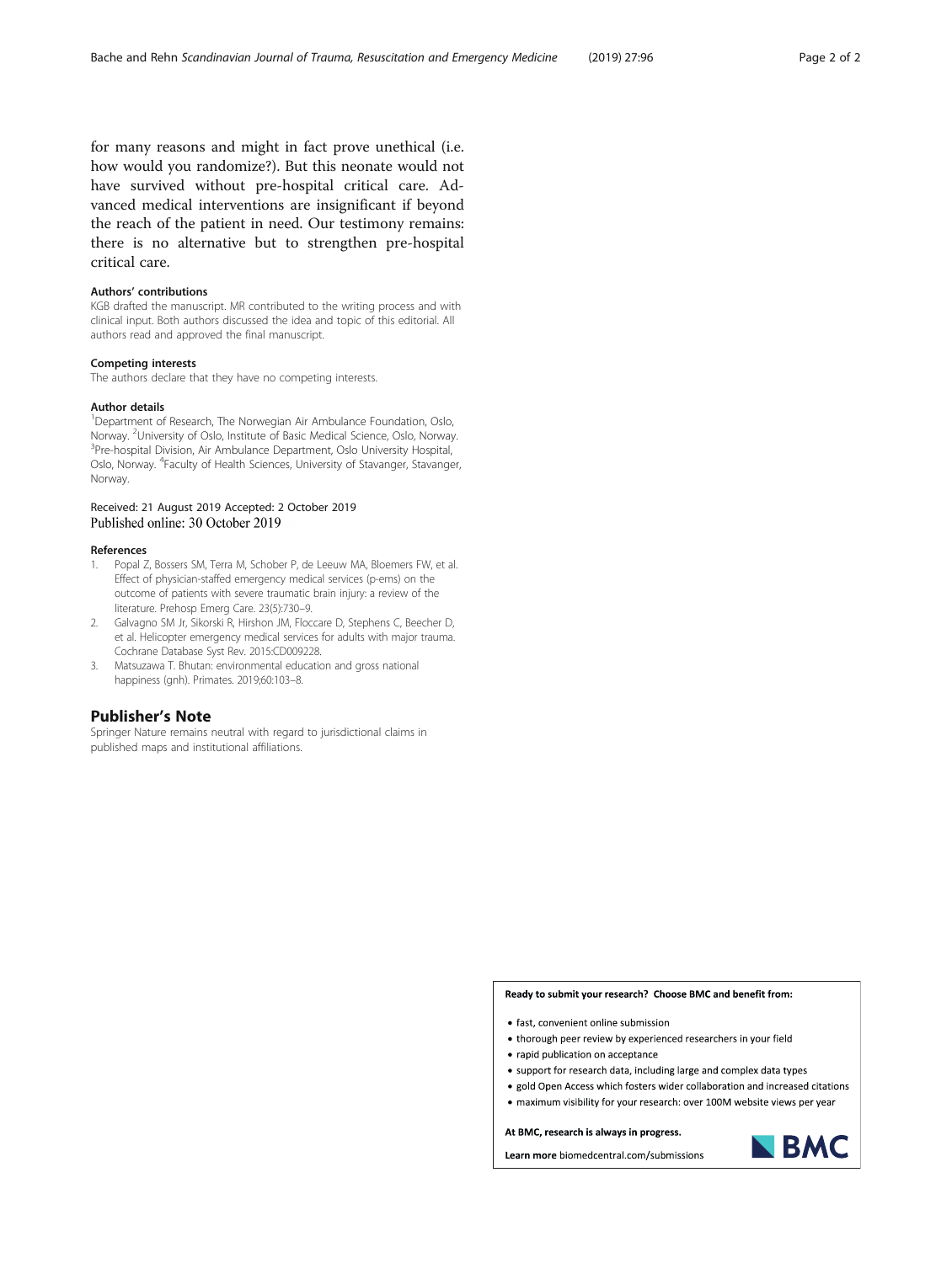for many reasons and might in fact prove unethical (i.e. how would you randomize?). But this neonate would not have survived without pre-hospital critical care. Advanced medical interventions are insignificant if beyond the reach of the patient in need. Our testimony remains: there is no alternative but to strengthen pre-hospital critical care.

#### Authors' contributions

KGB drafted the manuscript. MR contributed to the writing process and with clinical input. Both authors discussed the idea and topic of this editorial. All authors read and approved the final manuscript.

#### Competing interests

The authors declare that they have no competing interests.

#### Author details

[1]Department of Research, The Norwegian Air Ambulance Foundation, Oslo, Norway. [2]University of Oslo, Institute of Basic Medical Science, Oslo, Norway. [3]Pre-hospital Division, Air Ambulance Department, Oslo University Hospital, Oslo, Norway. [4]Faculty of Health Sciences, University of Stavanger, Stavanger, Norway.

Received: 21 August 2019 Accepted: 2 October 2019
Published online: 30 October 2019

#### References

1. Popal Z, Bossers SM, Terra M, Schober P, de Leeuw MA, Bloemers FW, et al. Effect of physician-staffed emergency medical services (p-ems) on the outcome of patients with severe traumatic brain injury: a review of the literature. Prehosp Emerg Care. 23(5):730–9.
2. Galvagno SM Jr, Sikorski R, Hirshon JM, Floccare D, Stephens C, Beecher D, et al. Helicopter emergency medical services for adults with major trauma. Cochrane Database Syst Rev. 2015:CD009228.
3. Matsuzawa T. Bhutan: environmental education and gross national happiness (gnh). Primates. 2019;60:103–8.

### Publisher's Note

Springer Nature remains neutral with regard to jurisdictional claims in published maps and institutional affiliations.

**Ready to submit your research? Choose BMC and benefit from:**

- fast, convenient online submission
- thorough peer review by experienced researchers in your field
- rapid publication on acceptance
- support for research data, including large and complex data types
- gold Open Access which fosters wider collaboration and increased citations
- maximum visibility for your research: over 100M website views per year

**At BMC, research is always in progress.**

**Learn more** biomedcentral.com/submissions

BMC